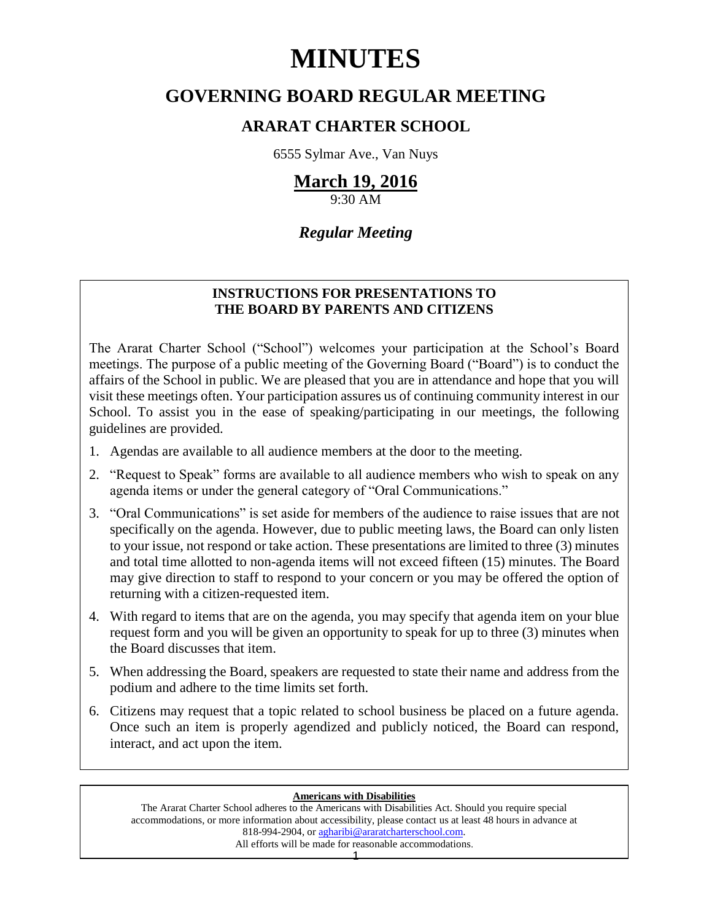# MINUTES

## GOVERNING BOARD REGULAR MEETING

### ARARAT CHARTER SCHOOL

6555 Sylmar Ave., Van Nuys

## March 19, 2016

9:30 AM

***Regular Meeting***

**INSTRUCTIONS FOR PRESENTATIONS TO THE BOARD BY PARENTS AND CITIZENS**

The Ararat Charter School ("School") welcomes your participation at the School's Board meetings. The purpose of a public meeting of the Governing Board ("Board") is to conduct the affairs of the School in public. We are pleased that you are in attendance and hope that you will visit these meetings often. Your participation assures us of continuing community interest in our School. To assist you in the ease of speaking/participating in our meetings, the following guidelines are provided.

1. Agendas are available to all audience members at the door to the meeting.
2. "Request to Speak" forms are available to all audience members who wish to speak on any agenda items or under the general category of "Oral Communications."
3. "Oral Communications" is set aside for members of the audience to raise issues that are not specifically on the agenda. However, due to public meeting laws, the Board can only listen to your issue, not respond or take action. These presentations are limited to three (3) minutes and total time allotted to non-agenda items will not exceed fifteen (15) minutes. The Board may give direction to staff to respond to your concern or you may be offered the option of returning with a citizen-requested item.
4. With regard to items that are on the agenda, you may specify that agenda item on your blue request form and you will be given an opportunity to speak for up to three (3) minutes when the Board discusses that item.
5. When addressing the Board, speakers are requested to state their name and address from the podium and adhere to the time limits set forth.
6. Citizens may request that a topic related to school business be placed on a future agenda. Once such an item is properly agendized and publicly noticed, the Board can respond, interact, and act upon the item.

**Americans with Disabilities**

The Ararat Charter School adheres to the Americans with Disabilities Act. Should you require special accommodations, or more information about accessibility, please contact us at least 48 hours in advance at 818-994-2904, or agharibi@araratcharterschool.com.
All efforts will be made for reasonable accommodations.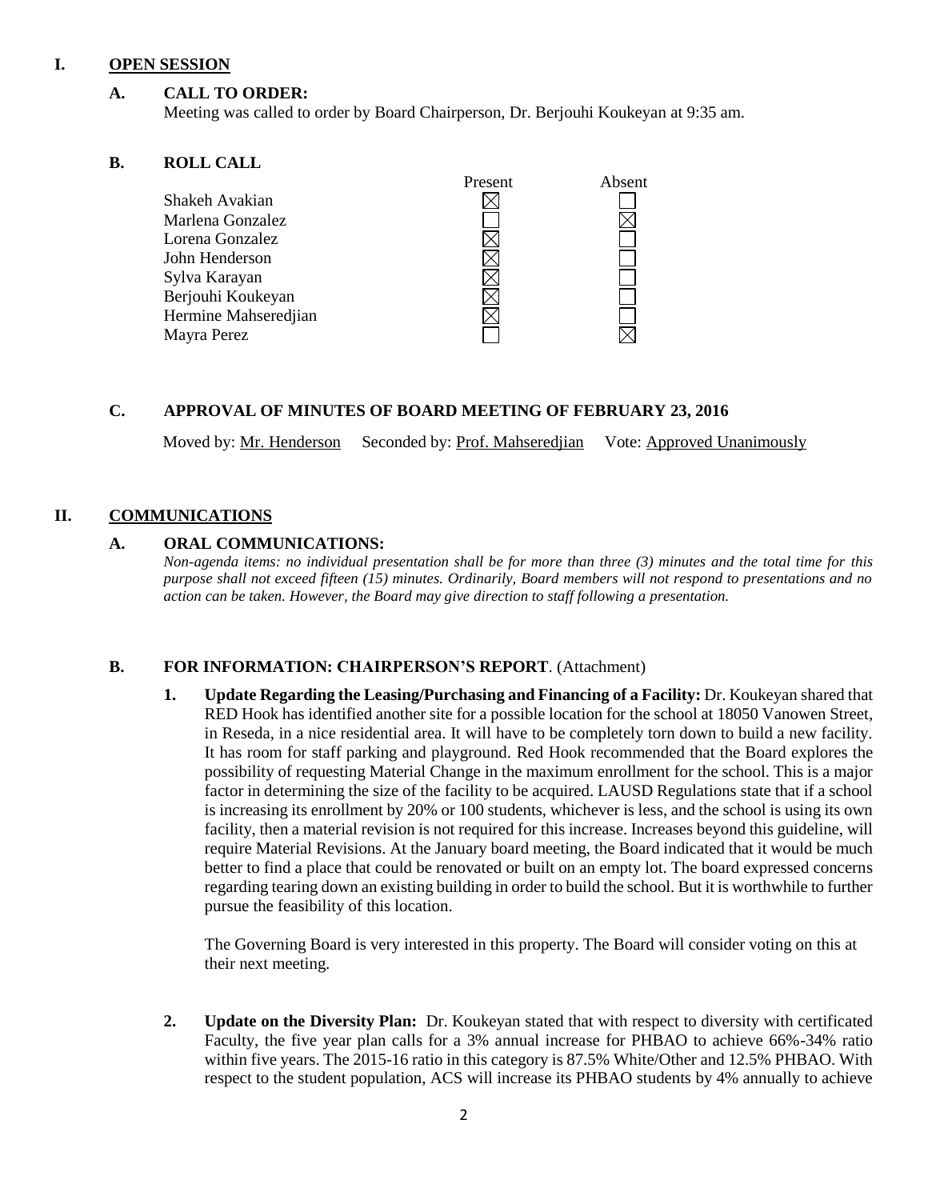## I. OPEN SESSION

### A. CALL TO ORDER:

Meeting was called to order by Board Chairperson, Dr. Berjouhi Koukeyan at 9:35 am.

### B. ROLL CALL

| | Present | Absent |
|---|---|---|
| Shakeh Avakian | ☒ | ☐ |
| Marlena Gonzalez | ☐ | ☒ |
| Lorena Gonzalez | ☒ | ☐ |
| John Henderson | ☒ | ☐ |
| Sylva Karayan | ☒ | ☐ |
| Berjouhi Koukeyan | ☒ | ☐ |
| Hermine Mahseredjian | ☒ | ☐ |
| Mayra Perez | ☐ | ☒ |

### C. APPROVAL OF MINUTES OF BOARD MEETING OF FEBRUARY 23, 2016

Moved by: Mr. Henderson Seconded by: Prof. Mahseredjian Vote: Approved Unanimously

## II. COMMUNICATIONS

### A. ORAL COMMUNICATIONS:

*Non-agenda items: no individual presentation shall be for more than three (3) minutes and the total time for this purpose shall not exceed fifteen (15) minutes. Ordinarily, Board members will not respond to presentations and no action can be taken. However, the Board may give direction to staff following a presentation.*

### B. FOR INFORMATION: CHAIRPERSON'S REPORT. (Attachment)

1. **Update Regarding the Leasing/Purchasing and Financing of a Facility:** Dr. Koukeyan shared that RED Hook has identified another site for a possible location for the school at 18050 Vanowen Street, in Reseda, in a nice residential area. It will have to be completely torn down to build a new facility. It has room for staff parking and playground. Red Hook recommended that the Board explores the possibility of requesting Material Change in the maximum enrollment for the school. This is a major factor in determining the size of the facility to be acquired. LAUSD Regulations state that if a school is increasing its enrollment by 20% or 100 students, whichever is less, and the school is using its own facility, then a material revision is not required for this increase. Increases beyond this guideline, will require Material Revisions. At the January board meeting, the Board indicated that it would be much better to find a place that could be renovated or built on an empty lot. The board expressed concerns regarding tearing down an existing building in order to build the school. But it is worthwhile to further pursue the feasibility of this location.

   The Governing Board is very interested in this property. The Board will consider voting on this at their next meeting.

2. **Update on the Diversity Plan:** Dr. Koukeyan stated that with respect to diversity with certificated Faculty, the five year plan calls for a 3% annual increase for PHBAO to achieve 66%-34% ratio within five years. The 2015-16 ratio in this category is 87.5% White/Other and 12.5% PHBAO. With respect to the student population, ACS will increase its PHBAO students by 4% annually to achieve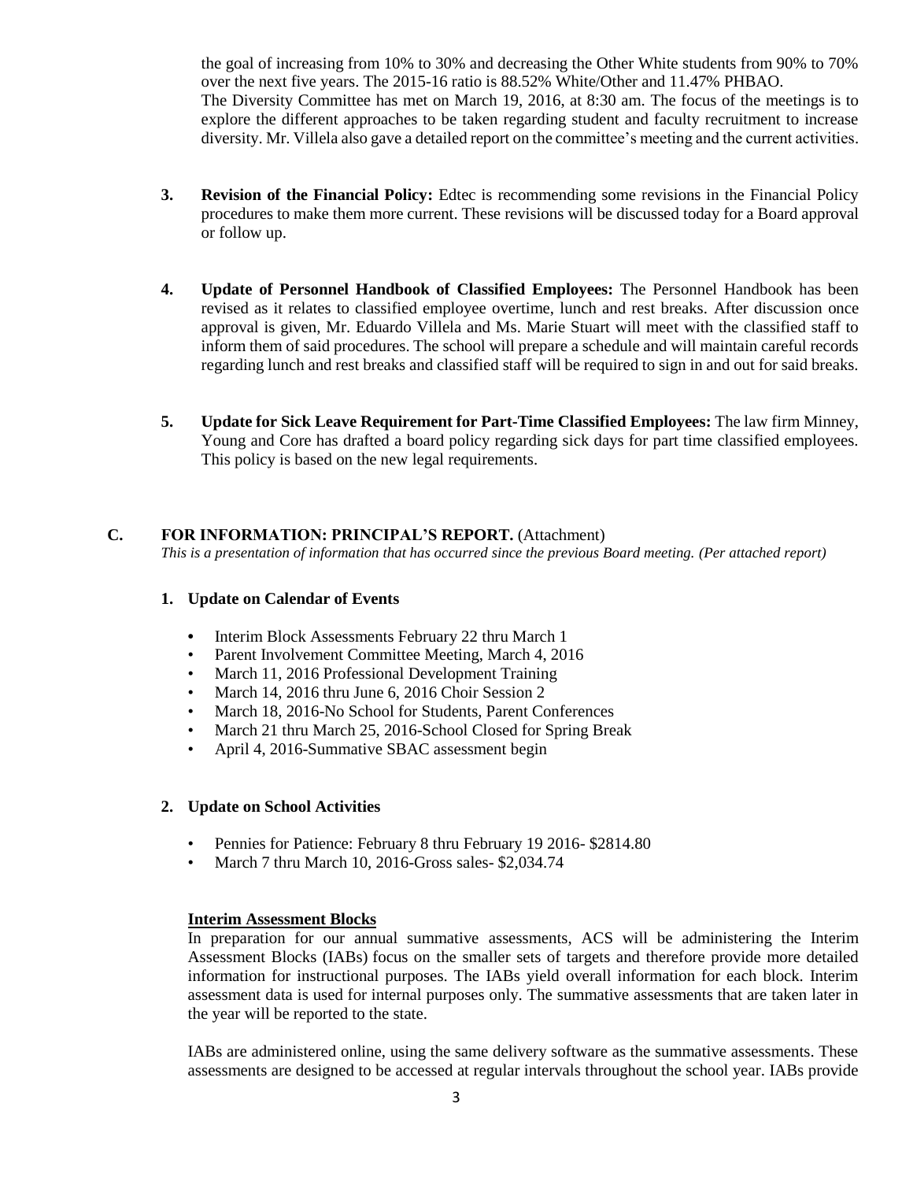the goal of increasing from 10% to 30% and decreasing the Other White students from 90% to 70% over the next five years. The 2015-16 ratio is 88.52% White/Other and 11.47% PHBAO.
The Diversity Committee has met on March 19, 2016, at 8:30 am. The focus of the meetings is to explore the different approaches to be taken regarding student and faculty recruitment to increase diversity. Mr. Villela also gave a detailed report on the committee's meeting and the current activities.

3. **Revision of the Financial Policy:** Edtec is recommending some revisions in the Financial Policy procedures to make them more current. These revisions will be discussed today for a Board approval or follow up.

4. **Update of Personnel Handbook of Classified Employees:** The Personnel Handbook has been revised as it relates to classified employee overtime, lunch and rest breaks. After discussion once approval is given, Mr. Eduardo Villela and Ms. Marie Stuart will meet with the classified staff to inform them of said procedures. The school will prepare a schedule and will maintain careful records regarding lunch and rest breaks and classified staff will be required to sign in and out for said breaks.

5. **Update for Sick Leave Requirement for Part-Time Classified Employees:** The law firm Minney, Young and Core has drafted a board policy regarding sick days for part time classified employees. This policy is based on the new legal requirements.

## C. FOR INFORMATION: PRINCIPAL'S REPORT. (Attachment)

*This is a presentation of information that has occurred since the previous Board meeting. (Per attached report)*

### 1. Update on Calendar of Events

- Interim Block Assessments February 22 thru March 1
- Parent Involvement Committee Meeting, March 4, 2016
- March 11, 2016 Professional Development Training
- March 14, 2016 thru June 6, 2016 Choir Session 2
- March 18, 2016-No School for Students, Parent Conferences
- March 21 thru March 25, 2016-School Closed for Spring Break
- April 4, 2016-Summative SBAC assessment begin

### 2. Update on School Activities

- Pennies for Patience: February 8 thru February 19 2016- $2814.80
- March 7 thru March 10, 2016-Gross sales- $2,034.74

**Interim Assessment Blocks**

In preparation for our annual summative assessments, ACS will be administering the Interim Assessment Blocks (IABs) focus on the smaller sets of targets and therefore provide more detailed information for instructional purposes. The IABs yield overall information for each block. Interim assessment data is used for internal purposes only. The summative assessments that are taken later in the year will be reported to the state.

IABs are administered online, using the same delivery software as the summative assessments. These assessments are designed to be accessed at regular intervals throughout the school year. IABs provide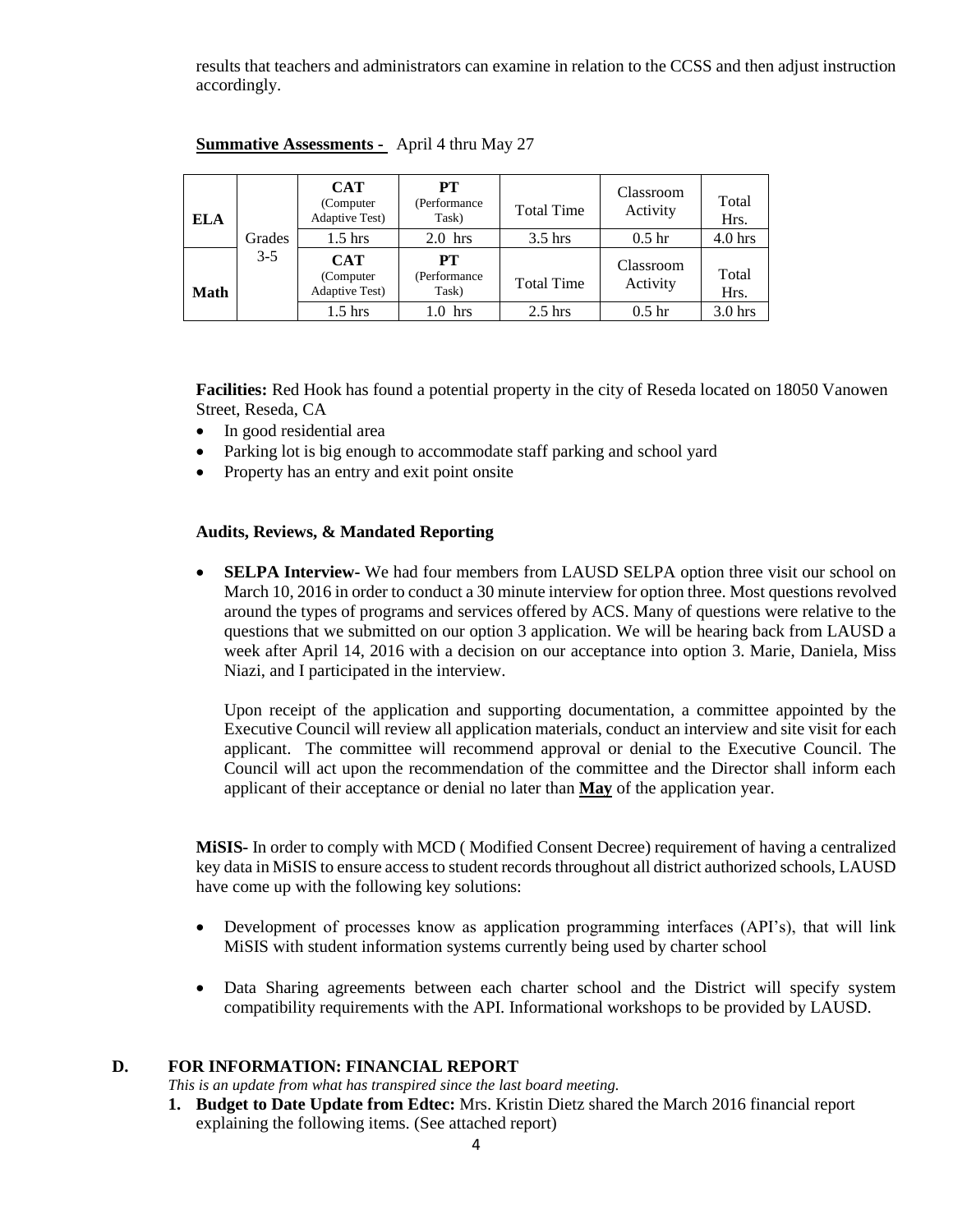results that teachers and administrators can examine in relation to the CCSS and then adjust instruction accordingly.

**Summative Assessments -** April 4 thru May 27

| | | CAT (Computer Adaptive Test) | PT (Performance Task) | Total Time | Classroom Activity | Total Hrs. |
|---|---|---|---|---|---|---|
| ELA | Grades 3-5 | 1.5 hrs | 2.0 hrs | 3.5 hrs | 0.5 hr | 4.0 hrs |
| Math | | **CAT** (Computer Adaptive Test) | **PT** (Performance Task) | Total Time | Classroom Activity | Total Hrs. |
| | | 1.5 hrs | 1.0 hrs | 2.5 hrs | 0.5 hr | 3.0 hrs |

**Facilities:** Red Hook has found a potential property in the city of Reseda located on 18050 Vanowen Street, Reseda, CA

- In good residential area
- Parking lot is big enough to accommodate staff parking and school yard
- Property has an entry and exit point onsite

**Audits, Reviews, & Mandated Reporting**

- **SELPA Interview-** We had four members from LAUSD SELPA option three visit our school on March 10, 2016 in order to conduct a 30 minute interview for option three. Most questions revolved around the types of programs and services offered by ACS. Many of questions were relative to the questions that we submitted on our option 3 application. We will be hearing back from LAUSD a week after April 14, 2016 with a decision on our acceptance into option 3. Marie, Daniela, Miss Niazi, and I participated in the interview.

  Upon receipt of the application and supporting documentation, a committee appointed by the Executive Council will review all application materials, conduct an interview and site visit for each applicant. The committee will recommend approval or denial to the Executive Council. The Council will act upon the recommendation of the committee and the Director shall inform each applicant of their acceptance or denial no later than **<u>May</u>** of the application year.

**MiSIS-** In order to comply with MCD ( Modified Consent Decree) requirement of having a centralized key data in MiSIS to ensure access to student records throughout all district authorized schools, LAUSD have come up with the following key solutions:

- Development of processes know as application programming interfaces (API's), that will link MiSIS with student information systems currently being used by charter school

- Data Sharing agreements between each charter school and the District will specify system compatibility requirements with the API. Informational workshops to be provided by LAUSD.

## D. FOR INFORMATION: FINANCIAL REPORT

*This is an update from what has transpired since the last board meeting.*

1. **Budget to Date Update from Edtec:** Mrs. Kristin Dietz shared the March 2016 financial report explaining the following items. (See attached report)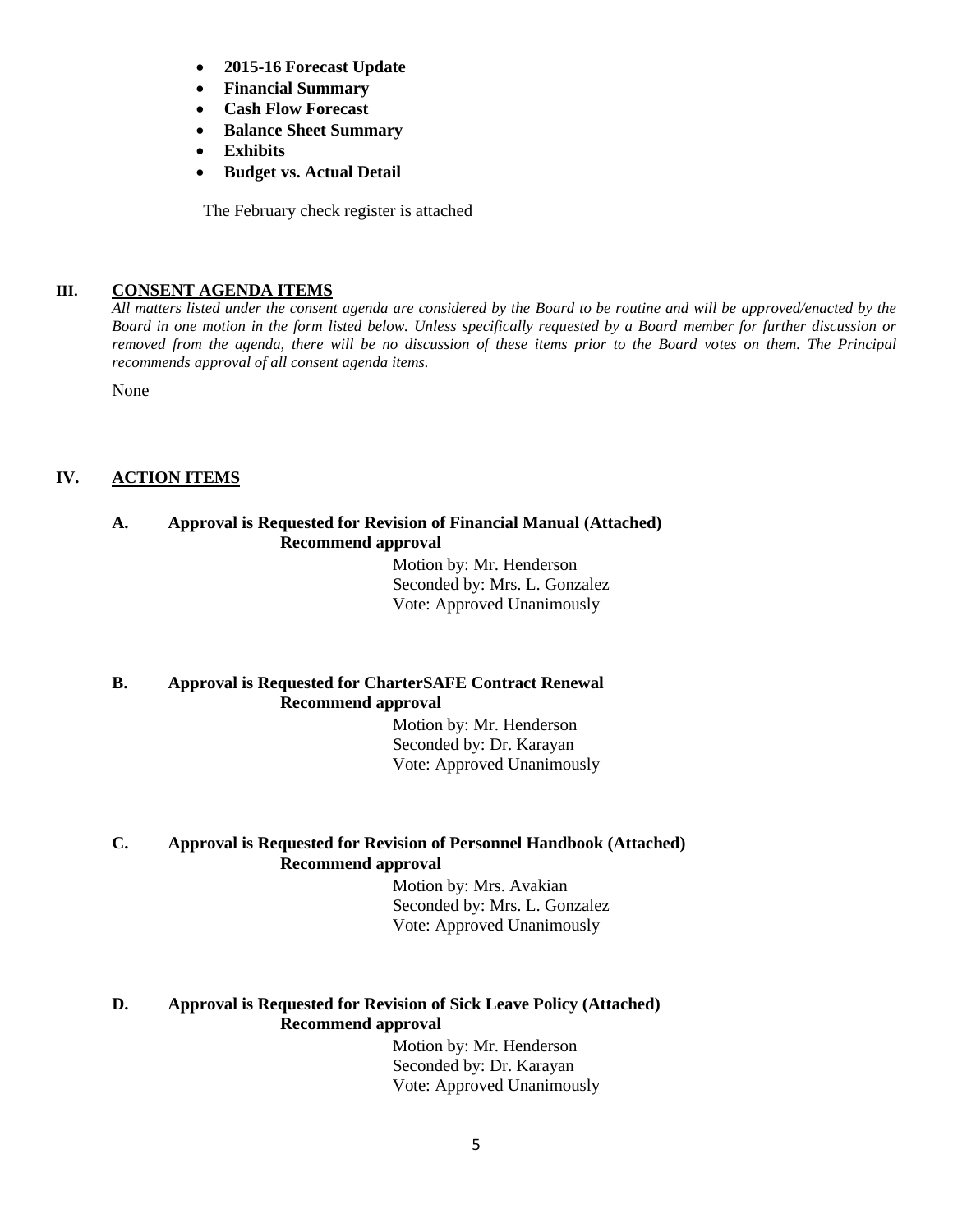- **2015-16 Forecast Update**
- **Financial Summary**
- **Cash Flow Forecast**
- **Balance Sheet Summary**
- **Exhibits**
- **Budget vs. Actual Detail**

The February check register is attached

## III. CONSENT AGENDA ITEMS

*All matters listed under the consent agenda are considered by the Board to be routine and will be approved/enacted by the Board in one motion in the form listed below. Unless specifically requested by a Board member for further discussion or removed from the agenda, there will be no discussion of these items prior to the Board votes on them. The Principal recommends approval of all consent agenda items.*

None

## IV. ACTION ITEMS

### A. Approval is Requested for Revision of Financial Manual (Attached)

**Recommend approval**

Motion by: Mr. Henderson
Seconded by: Mrs. L. Gonzalez
Vote: Approved Unanimously

### B. Approval is Requested for CharterSAFE Contract Renewal

**Recommend approval**

Motion by: Mr. Henderson
Seconded by: Dr. Karayan
Vote: Approved Unanimously

### C. Approval is Requested for Revision of Personnel Handbook (Attached)

**Recommend approval**

Motion by: Mrs. Avakian
Seconded by: Mrs. L. Gonzalez
Vote: Approved Unanimously

### D. Approval is Requested for Revision of Sick Leave Policy (Attached)

**Recommend approval**

Motion by: Mr. Henderson
Seconded by: Dr. Karayan
Vote: Approved Unanimously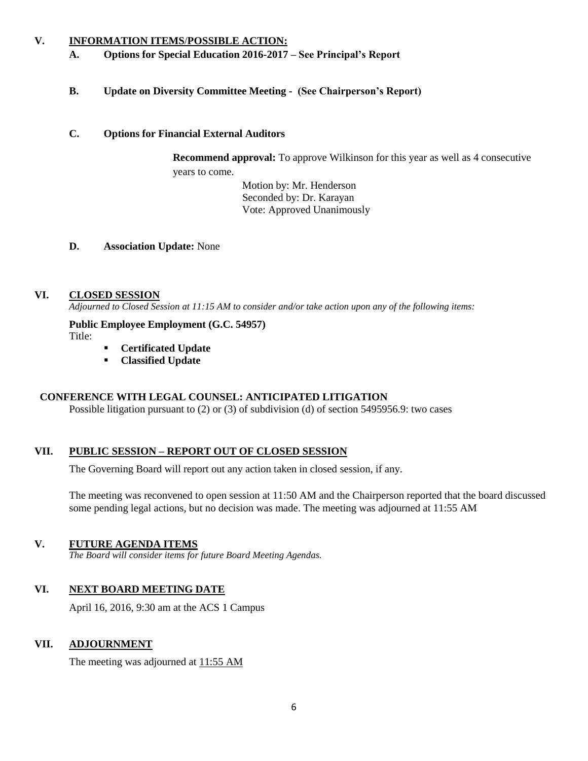## V. INFORMATION ITEMS/POSSIBLE ACTION:

**A. Options for Special Education 2016-2017 – See Principal's Report**

**B. Update on Diversity Committee Meeting - (See Chairperson's Report)**

**C. Options for Financial External Auditors**

**Recommend approval:** To approve Wilkinson for this year as well as 4 consecutive years to come.

Motion by: Mr. Henderson
Seconded by: Dr. Karayan
Vote: Approved Unanimously

**D. Association Update:** None

## VI. CLOSED SESSION

*Adjourned to Closed Session at 11:15 AM to consider and/or take action upon any of the following items:*

**Public Employee Employment (G.C. 54957)**
Title:

- **Certificated Update**
- **Classified Update**

**CONFERENCE WITH LEGAL COUNSEL: ANTICIPATED LITIGATION**

Possible litigation pursuant to (2) or (3) of subdivision (d) of section 5495956.9: two cases

## VII. PUBLIC SESSION – REPORT OUT OF CLOSED SESSION

The Governing Board will report out any action taken in closed session, if any.

The meeting was reconvened to open session at 11:50 AM and the Chairperson reported that the board discussed some pending legal actions, but no decision was made. The meeting was adjourned at 11:55 AM

## V. FUTURE AGENDA ITEMS

*The Board will consider items for future Board Meeting Agendas.*

## VI. NEXT BOARD MEETING DATE

April 16, 2016, 9:30 am at the ACS 1 Campus

## VII. ADJOURNMENT

The meeting was adjourned at 11:55 AM